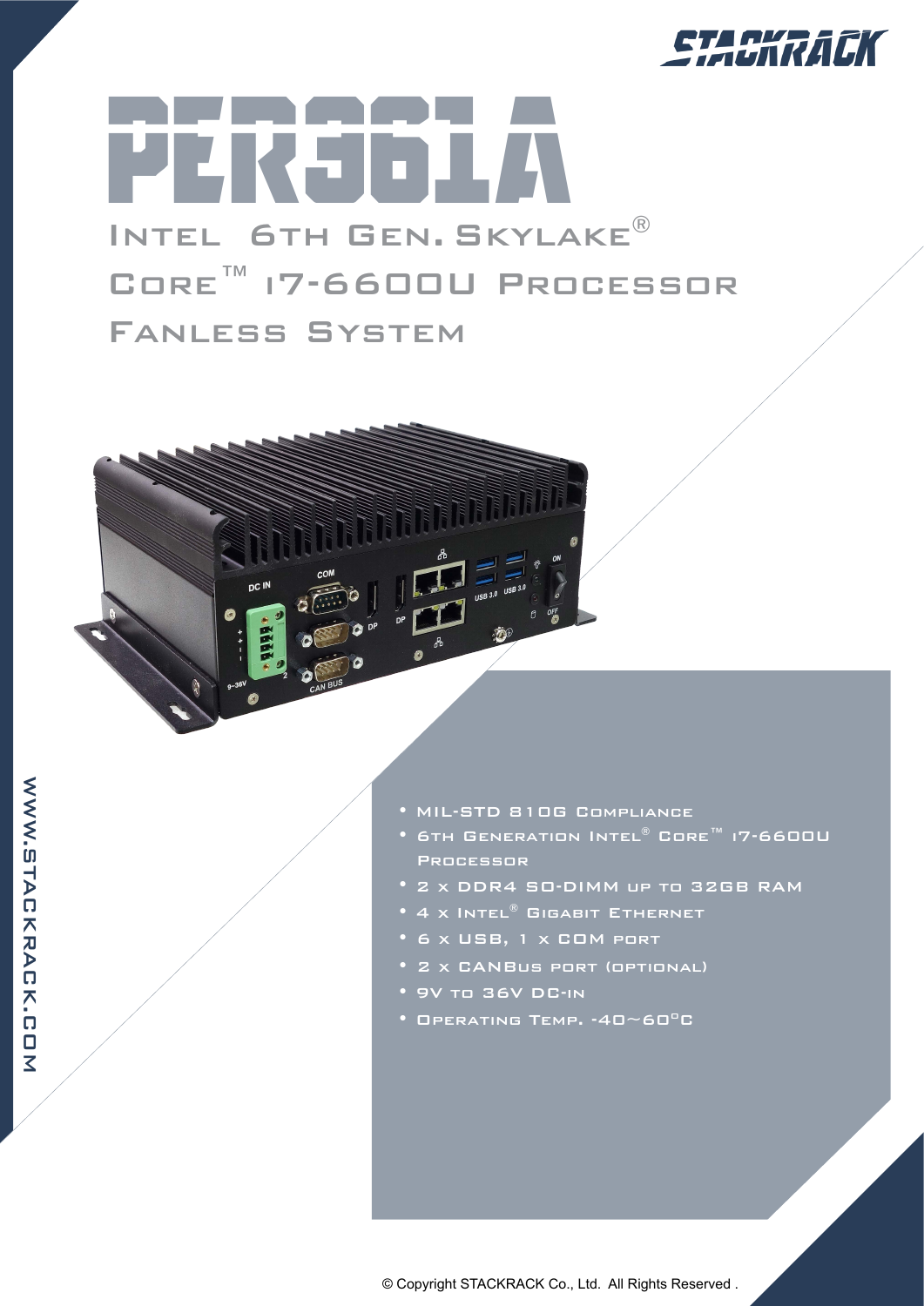STACKRACK

# PER361A

## Intel 6th Gen. Skylake® Core™ i7-6600U Processor Fanless System

- MIL-STD 810G Compliance
- 6th Generation Intel® Core™ i7-6600U Processor
- 2 x DDR4 SO-DIMM up to 32GB RAM
- 4 x Intel® Gigabit Ethernet
- 6 x USB, 1 x COM port
- 2 x CANBus port (optional)
- 9V to 36V DC-in
- Operating Temp. -40~60°C

WWW.STACKRACK.COM

© Copyright STACKRACK Co., Ltd. All Rights Reserved .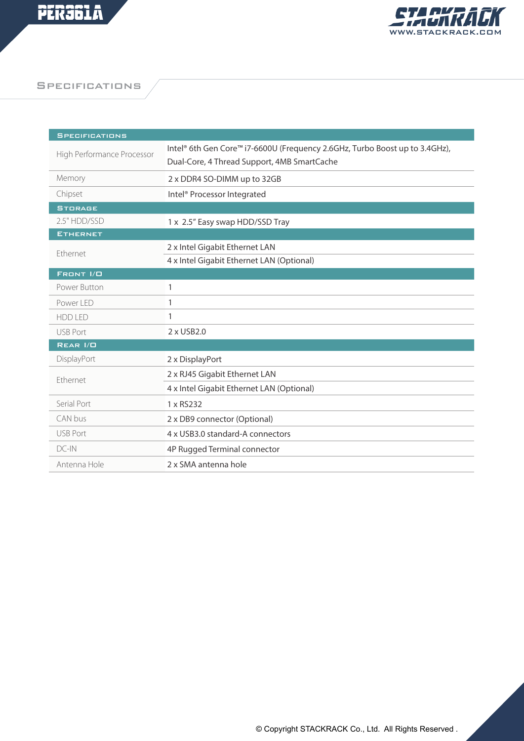## Specifications

| Specifications | |
|---|---|
| High Performance Processor | Intel® 6th Gen Core™ i7-6600U (Frequency 2.6GHz, Turbo Boost up to 3.4GHz), Dual-Core, 4 Thread Support, 4MB SmartCache |
| Memory | 2 x DDR4 SO-DIMM up to 32GB |
| Chipset | Intel® Processor Integrated |
| **Storage** | |
| 2.5" HDD/SSD | 1 x 2.5" Easy swap HDD/SSD Tray |
| **Ethernet** | |
| Ethernet | 2 x Intel Gigabit Ethernet LAN |
| | 4 x Intel Gigabit Ethernet LAN (Optional) |
| **Front I/O** | |
| Power Button | 1 |
| Power LED | 1 |
| HDD LED | 1 |
| USB Port | 2 x USB2.0 |
| **Rear I/O** | |
| DisplayPort | 2 x DisplayPort |
| Ethernet | 2 x RJ45 Gigabit Ethernet LAN |
| | 4 x Intel Gigabit Ethernet LAN (Optional) |
| Serial Port | 1 x RS232 |
| CAN bus | 2 x DB9 connector (Optional) |
| USB Port | 4 x USB3.0 standard-A connectors |
| DC-IN | 4P Rugged Terminal connector |
| Antenna Hole | 2 x SMA antenna hole |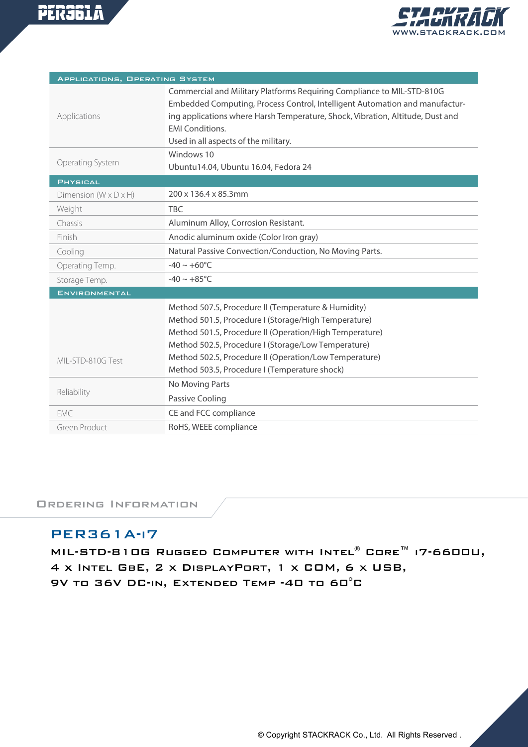| Applications, Operating System | |
|---|---|
| Applications | Commercial and Military Platforms Requiring Compliance to MIL-STD-810G<br>Embedded Computing, Process Control, Intelligent Automation and manufacturing applications where Harsh Temperature, Shock, Vibration, Altitude, Dust and EMI Conditions.<br>Used in all aspects of the military. |
| Operating System | Windows 10<br>Ubuntu14.04, Ubuntu 16.04, Fedora 24 |
| **Physical** | |
| Dimension (W x D x H) | 200 x 136.4 x 85.3mm |
| Weight | TBC |
| Chassis | Aluminum Alloy, Corrosion Resistant. |
| Finish | Anodic aluminum oxide (Color Iron gray) |
| Cooling | Natural Passive Convection/Conduction, No Moving Parts. |
| Operating Temp. | -40 ~ +60°C |
| Storage Temp. | -40 ~ +85°C |
| **Environmental** | |
| MIL-STD-810G Test | Method 507.5, Procedure II (Temperature & Humidity)<br>Method 501.5, Procedure I (Storage/High Temperature)<br>Method 501.5, Procedure II (Operation/High Temperature)<br>Method 502.5, Procedure I (Storage/Low Temperature)<br>Method 502.5, Procedure II (Operation/Low Temperature)<br>Method 503.5, Procedure I (Temperature shock) |
| Reliability | No Moving Parts<br>Passive Cooling |
| EMC | CE and FCC compliance |
| Green Product | RoHS, WEEE compliance |

## Ordering Information

### PER361A-i7

**MIL-STD-810G Rugged Computer with Intel® Core™ i7-6600U, 4 x Intel GbE, 2 x DisplayPort, 1 x COM, 6 x USB, 9V to 36V DC-in, Extended Temp -40 to 60°C**

© Copyright STACKRACK Co., Ltd. All Rights Reserved .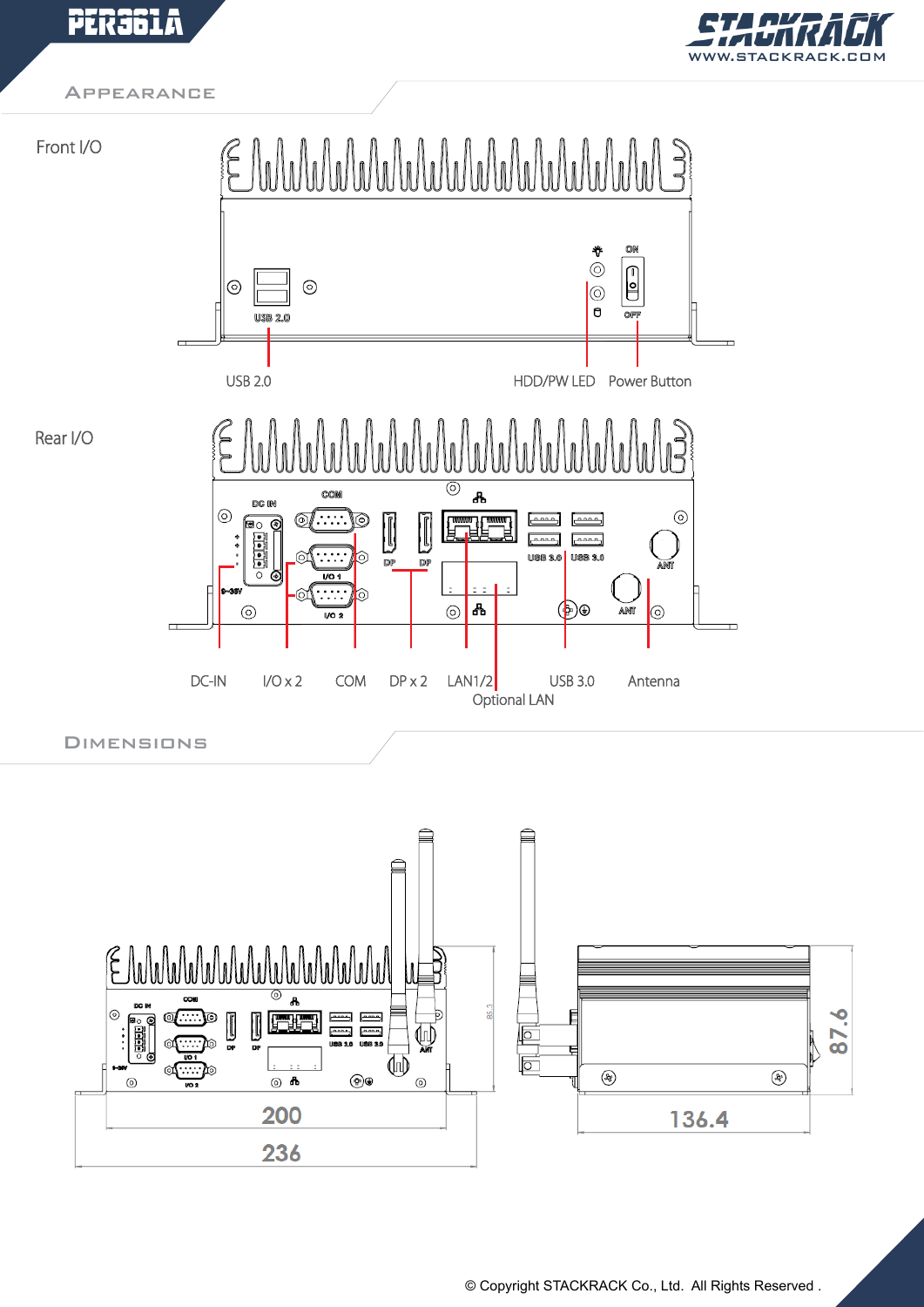## Appearance

Front I/O

USB 2.0

HDD/PW LED

Power Button

Rear I/O

DC-IN

I/O x 2

COM

DP x 2

LAN1/2

Optional LAN

USB 3.0

Antenna

## Dimensions

200

236

136.4

87.6

© Copyright STACKRACK Co., Ltd. All Rights Reserved .